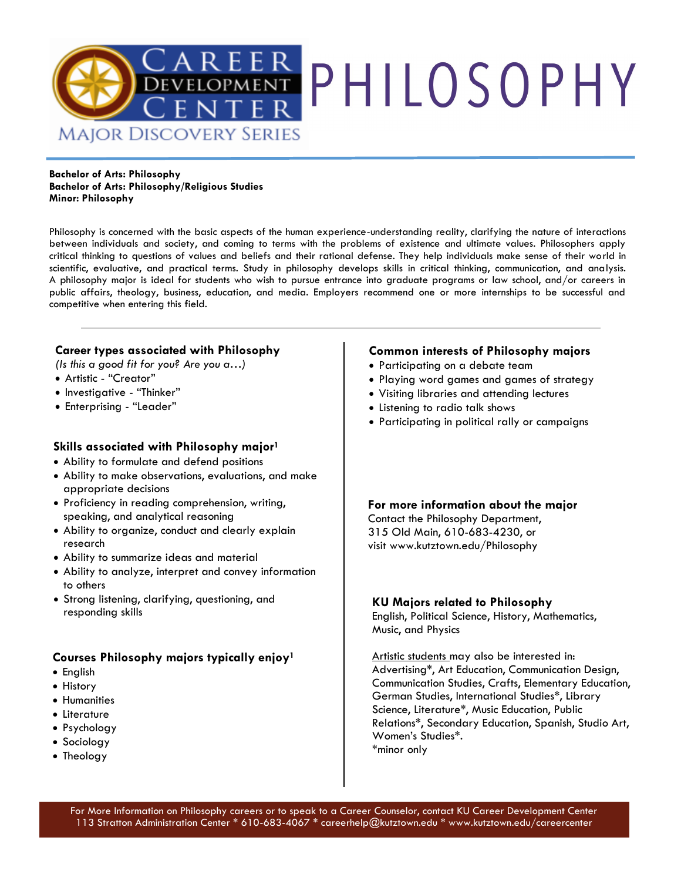# PHILOSOPHY

Career Development Center — Major Discovery Series

**Bachelor of Arts: Philosophy**
**Bachelor of Arts: Philosophy/Religious Studies**
**Minor: Philosophy**

Philosophy is concerned with the basic aspects of the human experience-understanding reality, clarifying the nature of interactions between individuals and society, and coming to terms with the problems of existence and ultimate values. Philosophers apply critical thinking to questions of values and beliefs and their rational defense. They help individuals make sense of their world in scientific, evaluative, and practical terms. Study in philosophy develops skills in critical thinking, communication, and analysis. A philosophy major is ideal for students who wish to pursue entrance into graduate programs or law school, and/or careers in public affairs, theology, business, education, and media. Employers recommend one or more internships to be successful and competitive when entering this field.

---

## Career types associated with Philosophy

*(Is this a good fit for you? Are you a…)*

- Artistic - "Creator"
- Investigative - "Thinker"
- Enterprising - "Leader"

## Skills associated with Philosophy major[1]

- Ability to formulate and defend positions
- Ability to make observations, evaluations, and make appropriate decisions
- Proficiency in reading comprehension, writing, speaking, and analytical reasoning
- Ability to organize, conduct and clearly explain research
- Ability to summarize ideas and material
- Ability to analyze, interpret and convey information to others
- Strong listening, clarifying, questioning, and responding skills

## Courses Philosophy majors typically enjoy[1]

- English
- History
- Humanities
- Literature
- Psychology
- Sociology
- Theology

## Common interests of Philosophy majors

- Participating on a debate team
- Playing word games and games of strategy
- Visiting libraries and attending lectures
- Listening to radio talk shows
- Participating in political rally or campaigns

## For more information about the major

Contact the Philosophy Department,
315 Old Main, 610-683-4230, or
visit www.kutztown.edu/Philosophy

## KU Majors related to Philosophy

English, Political Science, History, Mathematics, Music, and Physics

Artistic students may also be interested in:
Advertising*, Art Education, Communication Design, Communication Studies, Crafts, Elementary Education, German Studies, International Studies*, Library Science, Literature*, Music Education, Public Relations*, Secondary Education, Spanish, Studio Art, Women's Studies*.
*minor only

For More Information on Philosophy careers or to speak to a Career Counselor, contact KU Career Development Center
113 Stratton Administration Center * 610-683-4067 * careerhelp@kutztown.edu * www.kutztown.edu/careercenter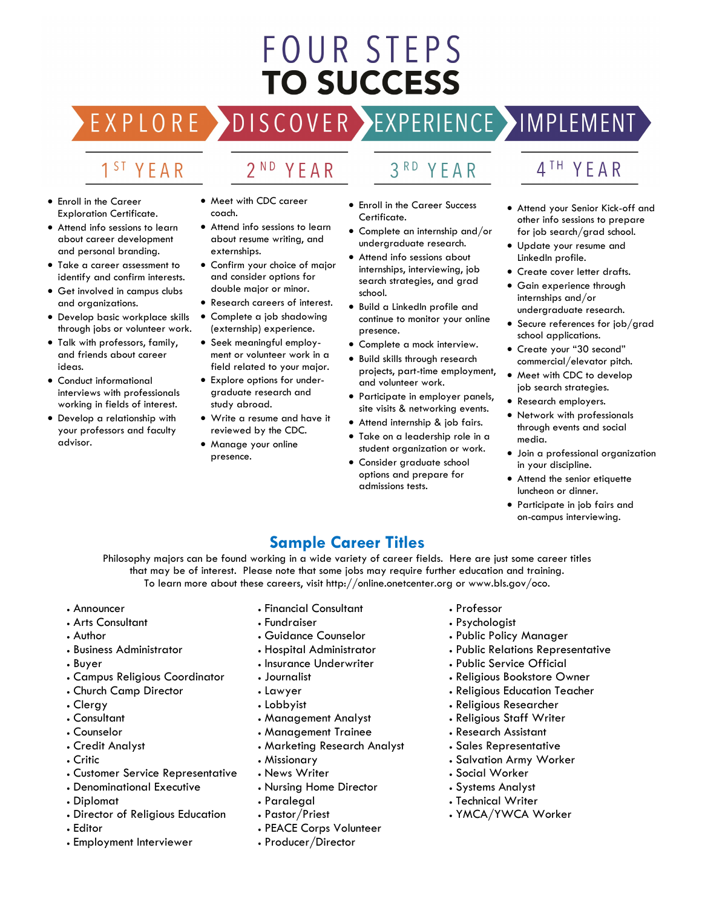# FOUR STEPS TO SUCCESS

**EXPLORE** → **DISCOVER** → **EXPERIENCE** → **IMPLEMENT**

## 1ST YEAR

- Enroll in the Career Exploration Certificate.
- Attend info sessions to learn about career development and personal branding.
- Take a career assessment to identify and confirm interests.
- Get involved in campus clubs and organizations.
- Develop basic workplace skills through jobs or volunteer work.
- Talk with professors, family, and friends about career ideas.
- Conduct informational interviews with professionals working in fields of interest.
- Develop a relationship with your professors and faculty advisor.

## 2ND YEAR

- Meet with CDC career coach.
- Attend info sessions to learn about resume writing, and externships.
- Confirm your choice of major and consider options for double major or minor.
- Research careers of interest.
- Complete a job shadowing (externship) experience.
- Seek meaningful employment or volunteer work in a field related to your major.
- Explore options for undergraduate research and study abroad.
- Write a resume and have it reviewed by the CDC.
- Manage your online presence.

## 3RD YEAR

- Enroll in the Career Success Certificate.
- Complete an internship and/or undergraduate research.
- Attend info sessions about internships, interviewing, job search strategies, and grad school.
- Build a LinkedIn profile and continue to monitor your online presence.
- Complete a mock interview.
- Build skills through research projects, part-time employment, and volunteer work.
- Participate in employer panels, site visits & networking events.
- Attend internship & job fairs.
- Take on a leadership role in a student organization or work.
- Consider graduate school options and prepare for admissions tests.

## 4TH YEAR

- Attend your Senior Kick-off and other info sessions to prepare for job search/grad school.
- Update your resume and LinkedIn profile.
- Create cover letter drafts.
- Gain experience through internships and/or undergraduate research.
- Secure references for job/grad school applications.
- Create your "30 second" commercial/elevator pitch.
- Meet with CDC to develop job search strategies.
- Research employers.
- Network with professionals through events and social media.
- Join a professional organization in your discipline.
- Attend the senior etiquette luncheon or dinner.
- Participate in job fairs and on-campus interviewing.

## Sample Career Titles

Philosophy majors can be found working in a wide variety of career fields. Here are just some career titles that may be of interest. Please note that some jobs may require further education and training. To learn more about these careers, visit http://online.onetcenter.org or www.bls.gov/oco.

- Announcer
- Arts Consultant
- Author
- Business Administrator
- Buyer
- Campus Religious Coordinator
- Church Camp Director
- Clergy
- Consultant
- Counselor
- Credit Analyst
- Critic
- Customer Service Representative
- Denominational Executive
- Diplomat
- Director of Religious Education
- Editor
- Employment Interviewer
- Financial Consultant
- Fundraiser
- Guidance Counselor
- Hospital Administrator
- Insurance Underwriter
- Journalist
- Lawyer
- Lobbyist
- Management Analyst
- Management Trainee
- Marketing Research Analyst
- Missionary
- News Writer
- Nursing Home Director
- Paralegal
- Pastor/Priest
- PEACE Corps Volunteer
- Producer/Director
- Professor
- Psychologist
- Public Policy Manager
- Public Relations Representative
- Public Service Official
- Religious Bookstore Owner
- Religious Education Teacher
- Religious Researcher
- Religious Staff Writer
- Research Assistant
- Sales Representative
- Salvation Army Worker
- Social Worker
- Systems Analyst
- Technical Writer
- YMCA/YWCA Worker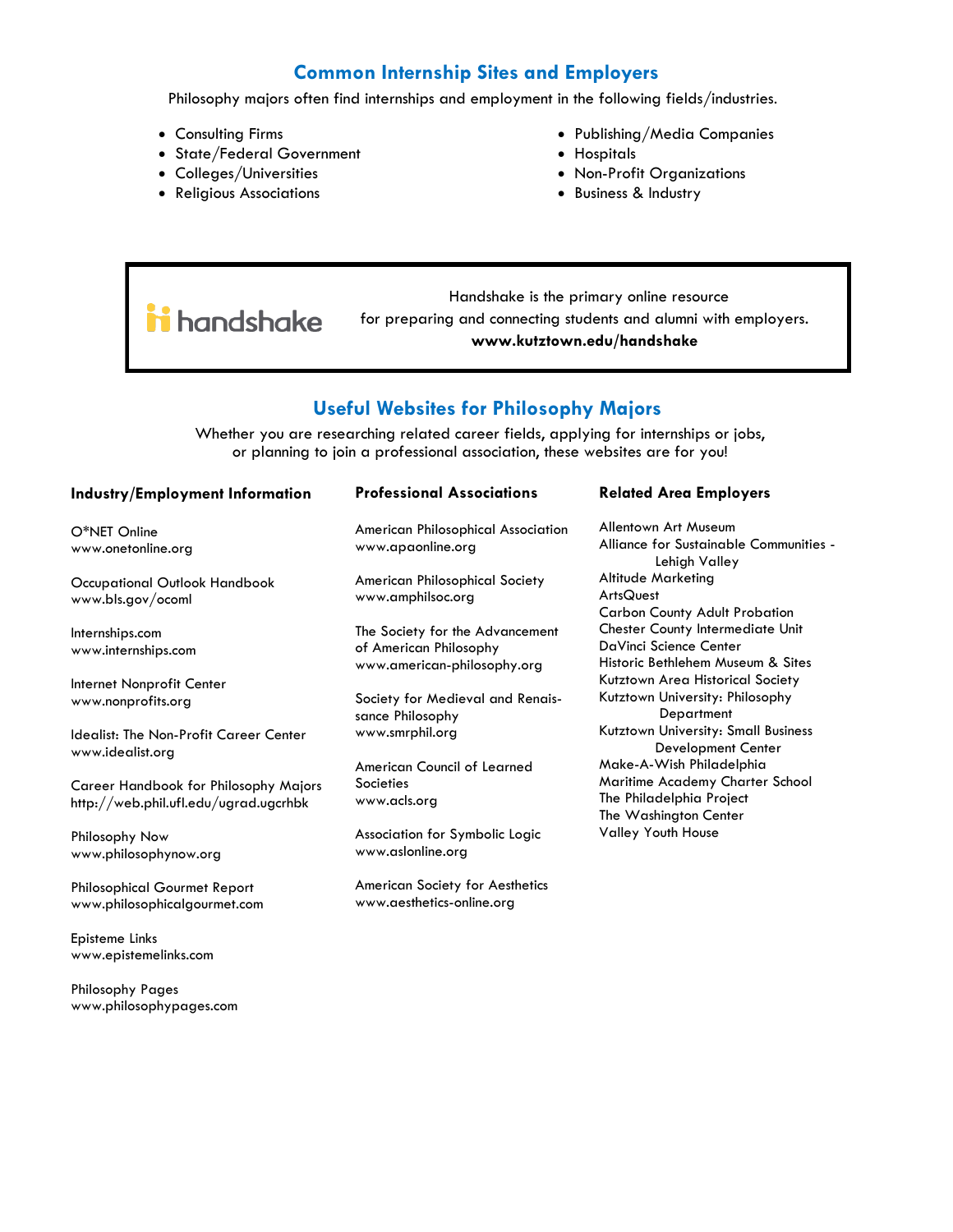## Common Internship Sites and Employers

Philosophy majors often find internships and employment in the following fields/industries.

- Consulting Firms
- State/Federal Government
- Colleges/Universities
- Religious Associations
- Publishing/Media Companies
- Hospitals
- Non-Profit Organizations
- Business & Industry

handshake

Handshake is the primary online resource for preparing and connecting students and alumni with employers.
**www.kutztown.edu/handshake**

## Useful Websites for Philosophy Majors

Whether you are researching related career fields, applying for internships or jobs, or planning to join a professional association, these websites are for you!

### Industry/Employment Information

O*NET Online
www.onetonline.org

Occupational Outlook Handbook
www.bls.gov/ocoml

Internships.com
www.internships.com

Internet Nonprofit Center
www.nonprofits.org

Idealist: The Non-Profit Career Center
www.idealist.org

Career Handbook for Philosophy Majors
http://web.phil.ufl.edu/ugrad.ugcrhbk

Philosophy Now
www.philosophynow.org

Philosophical Gourmet Report
www.philosophicalgourmet.com

Episteme Links
www.epistemelinks.com

Philosophy Pages
www.philosophypages.com

### Professional Associations

American Philosophical Association
www.apaonline.org

American Philosophical Society
www.amphilsoc.org

The Society for the Advancement of American Philosophy
www.american-philosophy.org

Society for Medieval and Renaissance Philosophy
www.smrphil.org

American Council of Learned Societies
www.acls.org

Association for Symbolic Logic
www.aslonline.org

American Society for Aesthetics
www.aesthetics-online.org

### Related Area Employers

Allentown Art Museum
Alliance for Sustainable Communities - Lehigh Valley
Altitude Marketing
ArtsQuest
Carbon County Adult Probation
Chester County Intermediate Unit
DaVinci Science Center
Historic Bethlehem Museum & Sites
Kutztown Area Historical Society
Kutztown University: Philosophy Department
Kutztown University: Small Business Development Center
Make-A-Wish Philadelphia
Maritime Academy Charter School
The Philadelphia Project
The Washington Center
Valley Youth House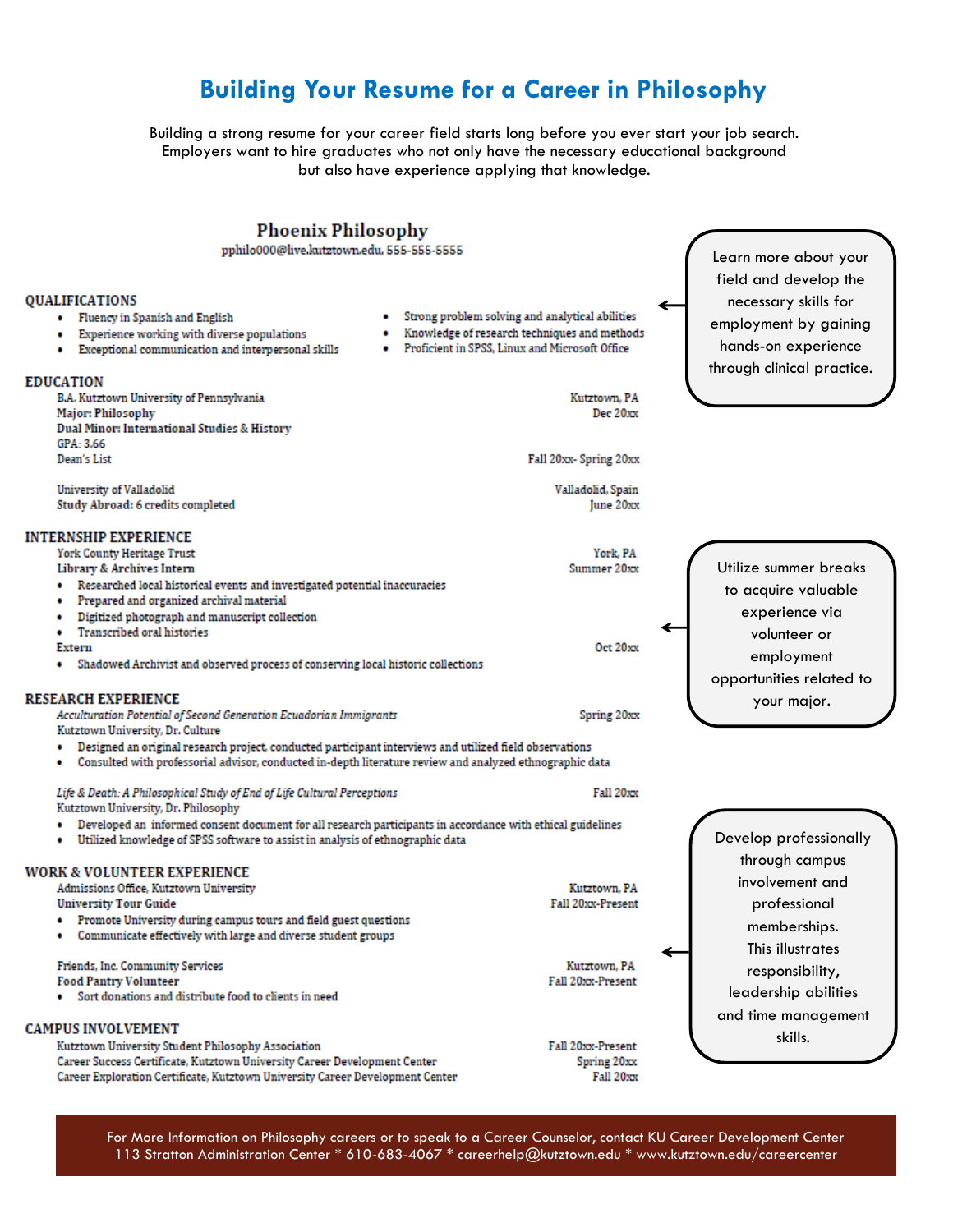# Building Your Resume for a Career in Philosophy

Building a strong resume for your career field starts long before you ever start your job search. Employers want to hire graduates who not only have the necessary educational background but also have experience applying that knowledge.

## Phoenix Philosophy

pphilo000@live.kutztown.edu, 555-555-5555

### QUALIFICATIONS

- Fluency in Spanish and English
- Experience working with diverse populations
- Exceptional communication and interpersonal skills
- Strong problem solving and analytical abilities
- Knowledge of research techniques and methods
- Proficient in SPSS, Linux and Microsoft Office

> Learn more about your field and develop the necessary skills for employment by gaining hands-on experience through clinical practice.

### EDUCATION

B.A. Kutztown University of Pennsylvania — Kutztown, PA
Major: Philosophy — Dec 20xx
Dual Minor: International Studies & History
GPA: 3.66
Dean's List — Fall 20xx- Spring 20xx

University of Valladolid — Valladolid, Spain
Study Abroad: 6 credits completed — June 20xx

### INTERNSHIP EXPERIENCE

York County Heritage Trust — York, PA
**Library & Archives Intern** — Summer 20xx

- Researched local historical events and investigated potential inaccuracies
- Prepared and organized archival material
- Digitized photograph and manuscript collection
- Transcribed oral histories

**Extern** — Oct 20xx

- Shadowed Archivist and observed process of conserving local historic collections

> Utilize summer breaks to acquire valuable experience via volunteer or employment opportunities related to your major.

### RESEARCH EXPERIENCE

*Acculturation Potential of Second Generation Ecuadorian Immigrants* — Spring 20xx
Kutztown University, Dr. Culture

- Designed an original research project, conducted participant interviews and utilized field observations
- Consulted with professorial advisor, conducted in-depth literature review and analyzed ethnographic data

*Life & Death: A Philosophical Study of End of Life Cultural Perceptions* — Fall 20xx
Kutztown University, Dr. Philosophy

- Developed an informed consent document for all research participants in accordance with ethical guidelines
- Utilized knowledge of SPSS software to assist in analysis of ethnographic data

### WORK & VOLUNTEER EXPERIENCE

Admissions Office, Kutztown University — Kutztown, PA
**University Tour Guide** — Fall 20xx-Present

- Promote University during campus tours and field guest questions
- Communicate effectively with large and diverse student groups

Friends, Inc. Community Services — Kutztown, PA
**Food Pantry Volunteer** — Fall 20xx-Present

- Sort donations and distribute food to clients in need

### CAMPUS INVOLVEMENT

Kutztown University Student Philosophy Association — Fall 20xx-Present
Career Success Certificate, Kutztown University Career Development Center — Spring 20xx
Career Exploration Certificate, Kutztown University Career Development Center — Fall 20xx

> Develop professionally through campus involvement and professional memberships. This illustrates responsibility, leadership abilities and time management skills.

For More Information on Philosophy careers or to speak to a Career Counselor, contact KU Career Development Center
113 Stratton Administration Center * 610-683-4067 * careerhelp@kutztown.edu * www.kutztown.edu/careercenter